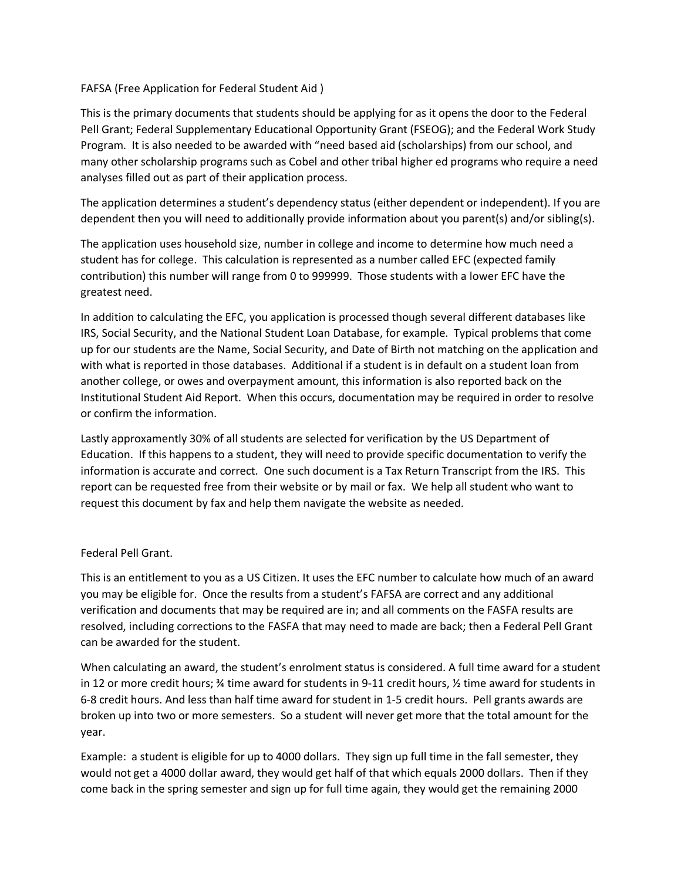FAFSA (Free Application for Federal Student Aid )

This is the primary documents that students should be applying for as it opens the door to the Federal Pell Grant; Federal Supplementary Educational Opportunity Grant (FSEOG); and the Federal Work Study Program. It is also needed to be awarded with "need based aid (scholarships) from our school, and many other scholarship programs such as Cobel and other tribal higher ed programs who require a need analyses filled out as part of their application process.

The application determines a student's dependency status (either dependent or independent). If you are dependent then you will need to additionally provide information about you parent(s) and/or sibling(s).

The application uses household size, number in college and income to determine how much need a student has for college. This calculation is represented as a number called EFC (expected family contribution) this number will range from 0 to 999999. Those students with a lower EFC have the greatest need.

In addition to calculating the EFC, you application is processed though several different databases like IRS, Social Security, and the National Student Loan Database, for example. Typical problems that come up for our students are the Name, Social Security, and Date of Birth not matching on the application and with what is reported in those databases. Additional if a student is in default on a student loan from another college, or owes and overpayment amount, this information is also reported back on the Institutional Student Aid Report. When this occurs, documentation may be required in order to resolve or confirm the information.

Lastly approxamently 30% of all students are selected for verification by the US Department of Education. If this happens to a student, they will need to provide specific documentation to verify the information is accurate and correct. One such document is a Tax Return Transcript from the IRS. This report can be requested free from their website or by mail or fax. We help all student who want to request this document by fax and help them navigate the website as needed.

Federal Pell Grant.

This is an entitlement to you as a US Citizen. It uses the EFC number to calculate how much of an award you may be eligible for. Once the results from a student's FAFSA are correct and any additional verification and documents that may be required are in; and all comments on the FASFA results are resolved, including corrections to the FASFA that may need to made are back; then a Federal Pell Grant can be awarded for the student.

When calculating an award, the student's enrolment status is considered. A full time award for a student in 12 or more credit hours; ¾ time award for students in 9-11 credit hours, ½ time award for students in 6-8 credit hours. And less than half time award for student in 1-5 credit hours. Pell grants awards are broken up into two or more semesters. So a student will never get more that the total amount for the year.

Example: a student is eligible for up to 4000 dollars. They sign up full time in the fall semester, they would not get a 4000 dollar award, they would get half of that which equals 2000 dollars. Then if they come back in the spring semester and sign up for full time again, they would get the remaining 2000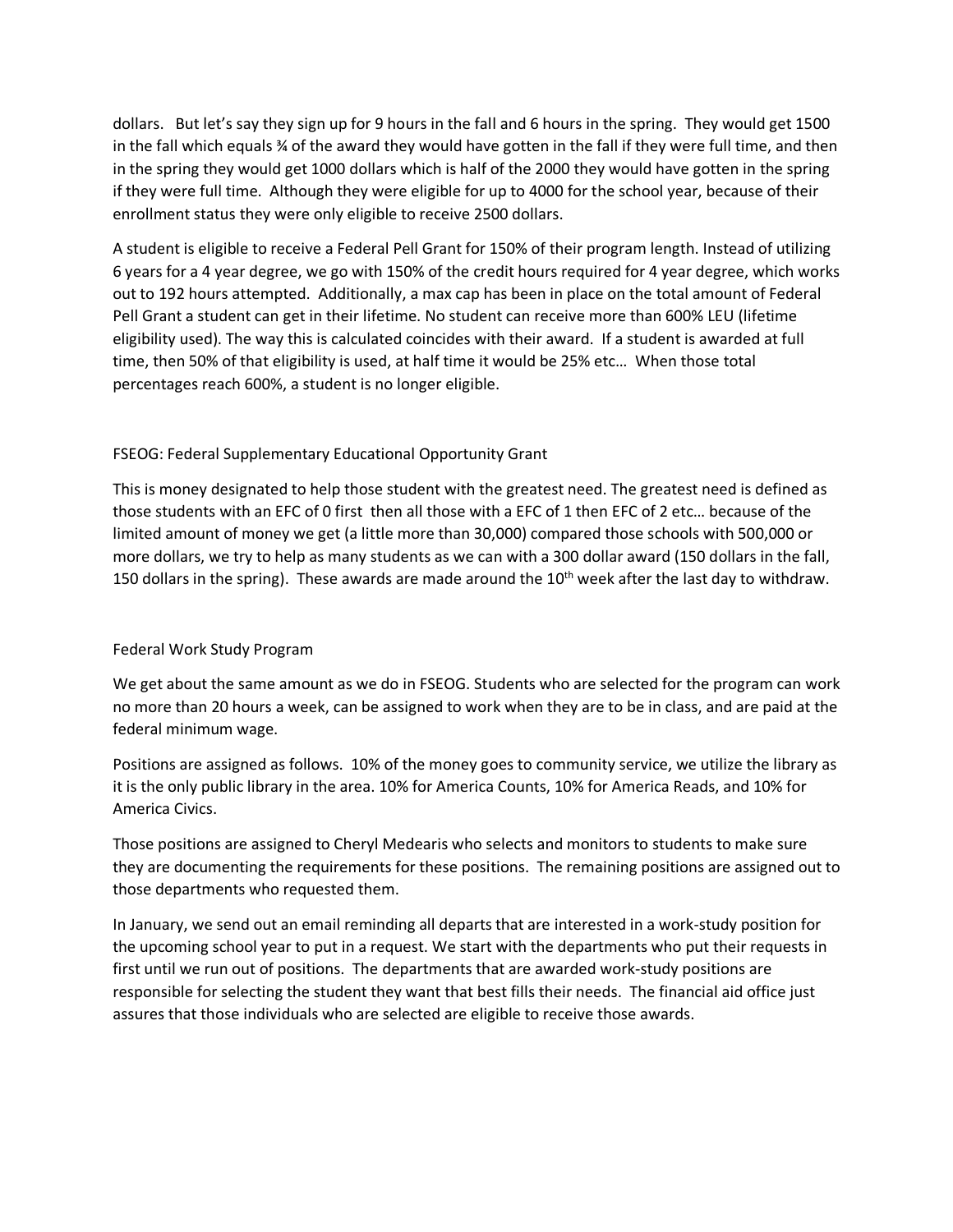dollars. But let's say they sign up for 9 hours in the fall and 6 hours in the spring. They would get 1500 in the fall which equals ¾ of the award they would have gotten in the fall if they were full time, and then in the spring they would get 1000 dollars which is half of the 2000 they would have gotten in the spring if they were full time. Although they were eligible for up to 4000 for the school year, because of their enrollment status they were only eligible to receive 2500 dollars.

A student is eligible to receive a Federal Pell Grant for 150% of their program length. Instead of utilizing 6 years for a 4 year degree, we go with 150% of the credit hours required for 4 year degree, which works out to 192 hours attempted. Additionally, a max cap has been in place on the total amount of Federal Pell Grant a student can get in their lifetime. No student can receive more than 600% LEU (lifetime eligibility used). The way this is calculated coincides with their award. If a student is awarded at full time, then 50% of that eligibility is used, at half time it would be 25% etc… When those total percentages reach 600%, a student is no longer eligible.

FSEOG: Federal Supplementary Educational Opportunity Grant

This is money designated to help those student with the greatest need. The greatest need is defined as those students with an EFC of 0 first then all those with a EFC of 1 then EFC of 2 etc… because of the limited amount of money we get (a little more than 30,000) compared those schools with 500,000 or more dollars, we try to help as many students as we can with a 300 dollar award (150 dollars in the fall, 150 dollars in the spring). These awards are made around the 10th week after the last day to withdraw.

Federal Work Study Program

We get about the same amount as we do in FSEOG. Students who are selected for the program can work no more than 20 hours a week, can be assigned to work when they are to be in class, and are paid at the federal minimum wage.

Positions are assigned as follows. 10% of the money goes to community service, we utilize the library as it is the only public library in the area. 10% for America Counts, 10% for America Reads, and 10% for America Civics.

Those positions are assigned to Cheryl Medearis who selects and monitors to students to make sure they are documenting the requirements for these positions. The remaining positions are assigned out to those departments who requested them.

In January, we send out an email reminding all departs that are interested in a work-study position for the upcoming school year to put in a request. We start with the departments who put their requests in first until we run out of positions. The departments that are awarded work-study positions are responsible for selecting the student they want that best fills their needs. The financial aid office just assures that those individuals who are selected are eligible to receive those awards.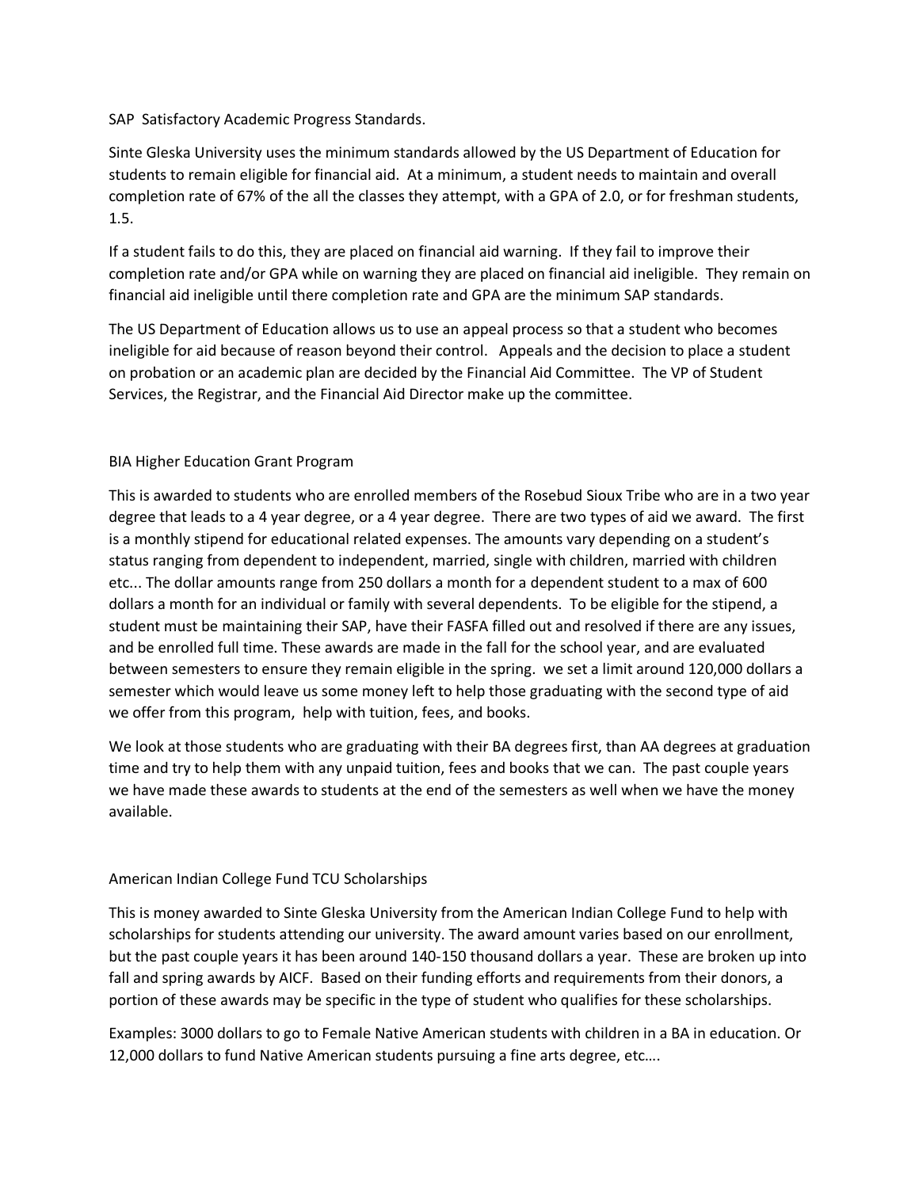SAP Satisfactory Academic Progress Standards.

Sinte Gleska University uses the minimum standards allowed by the US Department of Education for students to remain eligible for financial aid. At a minimum, a student needs to maintain and overall completion rate of 67% of the all the classes they attempt, with a GPA of 2.0, or for freshman students, 1.5.

If a student fails to do this, they are placed on financial aid warning. If they fail to improve their completion rate and/or GPA while on warning they are placed on financial aid ineligible. They remain on financial aid ineligible until there completion rate and GPA are the minimum SAP standards.

The US Department of Education allows us to use an appeal process so that a student who becomes ineligible for aid because of reason beyond their control. Appeals and the decision to place a student on probation or an academic plan are decided by the Financial Aid Committee. The VP of Student Services, the Registrar, and the Financial Aid Director make up the committee.

BIA Higher Education Grant Program

This is awarded to students who are enrolled members of the Rosebud Sioux Tribe who are in a two year degree that leads to a 4 year degree, or a 4 year degree. There are two types of aid we award. The first is a monthly stipend for educational related expenses. The amounts vary depending on a student's status ranging from dependent to independent, married, single with children, married with children etc... The dollar amounts range from 250 dollars a month for a dependent student to a max of 600 dollars a month for an individual or family with several dependents. To be eligible for the stipend, a student must be maintaining their SAP, have their FASFA filled out and resolved if there are any issues, and be enrolled full time. These awards are made in the fall for the school year, and are evaluated between semesters to ensure they remain eligible in the spring. we set a limit around 120,000 dollars a semester which would leave us some money left to help those graduating with the second type of aid we offer from this program, help with tuition, fees, and books.

We look at those students who are graduating with their BA degrees first, than AA degrees at graduation time and try to help them with any unpaid tuition, fees and books that we can. The past couple years we have made these awards to students at the end of the semesters as well when we have the money available.

American Indian College Fund TCU Scholarships

This is money awarded to Sinte Gleska University from the American Indian College Fund to help with scholarships for students attending our university. The award amount varies based on our enrollment, but the past couple years it has been around 140-150 thousand dollars a year. These are broken up into fall and spring awards by AICF. Based on their funding efforts and requirements from their donors, a portion of these awards may be specific in the type of student who qualifies for these scholarships.

Examples: 3000 dollars to go to Female Native American students with children in a BA in education. Or 12,000 dollars to fund Native American students pursuing a fine arts degree, etc….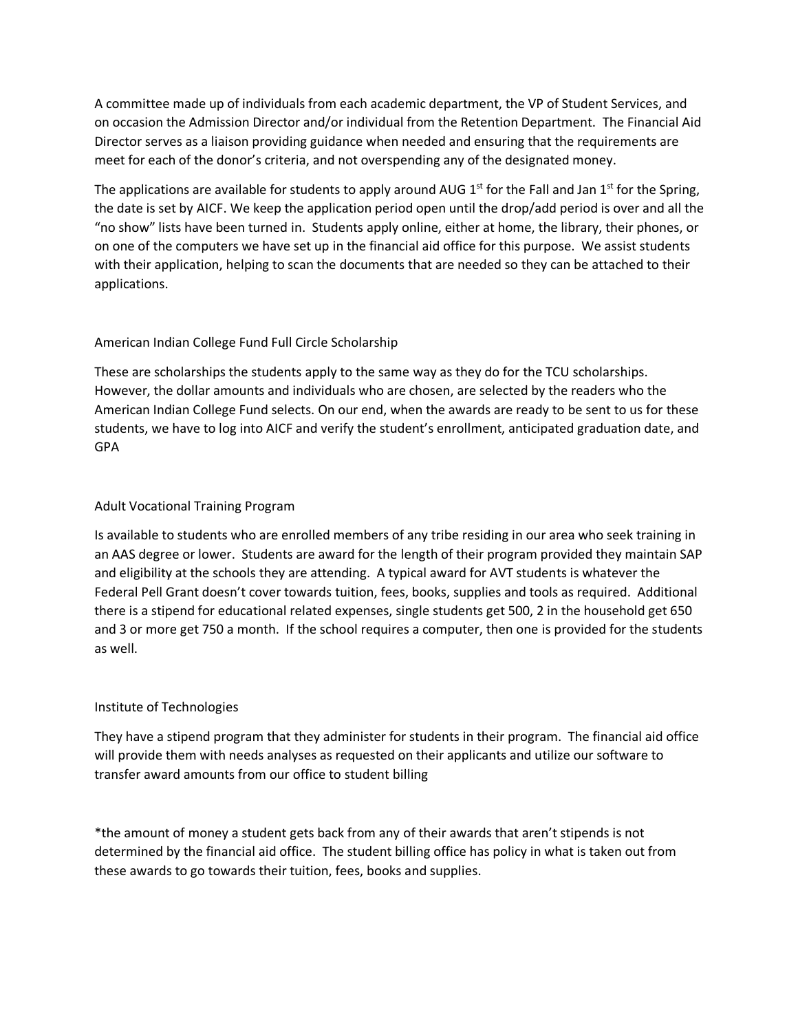A committee made up of individuals from each academic department, the VP of Student Services, and on occasion the Admission Director and/or individual from the Retention Department. The Financial Aid Director serves as a liaison providing guidance when needed and ensuring that the requirements are meet for each of the donor's criteria, and not overspending any of the designated money.

The applications are available for students to apply around AUG 1st for the Fall and Jan 1st for the Spring, the date is set by AICF. We keep the application period open until the drop/add period is over and all the "no show" lists have been turned in. Students apply online, either at home, the library, their phones, or on one of the computers we have set up in the financial aid office for this purpose. We assist students with their application, helping to scan the documents that are needed so they can be attached to their applications.

## American Indian College Fund Full Circle Scholarship

These are scholarships the students apply to the same way as they do for the TCU scholarships. However, the dollar amounts and individuals who are chosen, are selected by the readers who the American Indian College Fund selects. On our end, when the awards are ready to be sent to us for these students, we have to log into AICF and verify the student's enrollment, anticipated graduation date, and GPA

## Adult Vocational Training Program

Is available to students who are enrolled members of any tribe residing in our area who seek training in an AAS degree or lower. Students are award for the length of their program provided they maintain SAP and eligibility at the schools they are attending. A typical award for AVT students is whatever the Federal Pell Grant doesn't cover towards tuition, fees, books, supplies and tools as required. Additional there is a stipend for educational related expenses, single students get 500, 2 in the household get 650 and 3 or more get 750 a month. If the school requires a computer, then one is provided for the students as well.

## Institute of Technologies

They have a stipend program that they administer for students in their program. The financial aid office will provide them with needs analyses as requested on their applicants and utilize our software to transfer award amounts from our office to student billing

*the amount of money a student gets back from any of their awards that aren't stipends is not determined by the financial aid office. The student billing office has policy in what is taken out from these awards to go towards their tuition, fees, books and supplies.